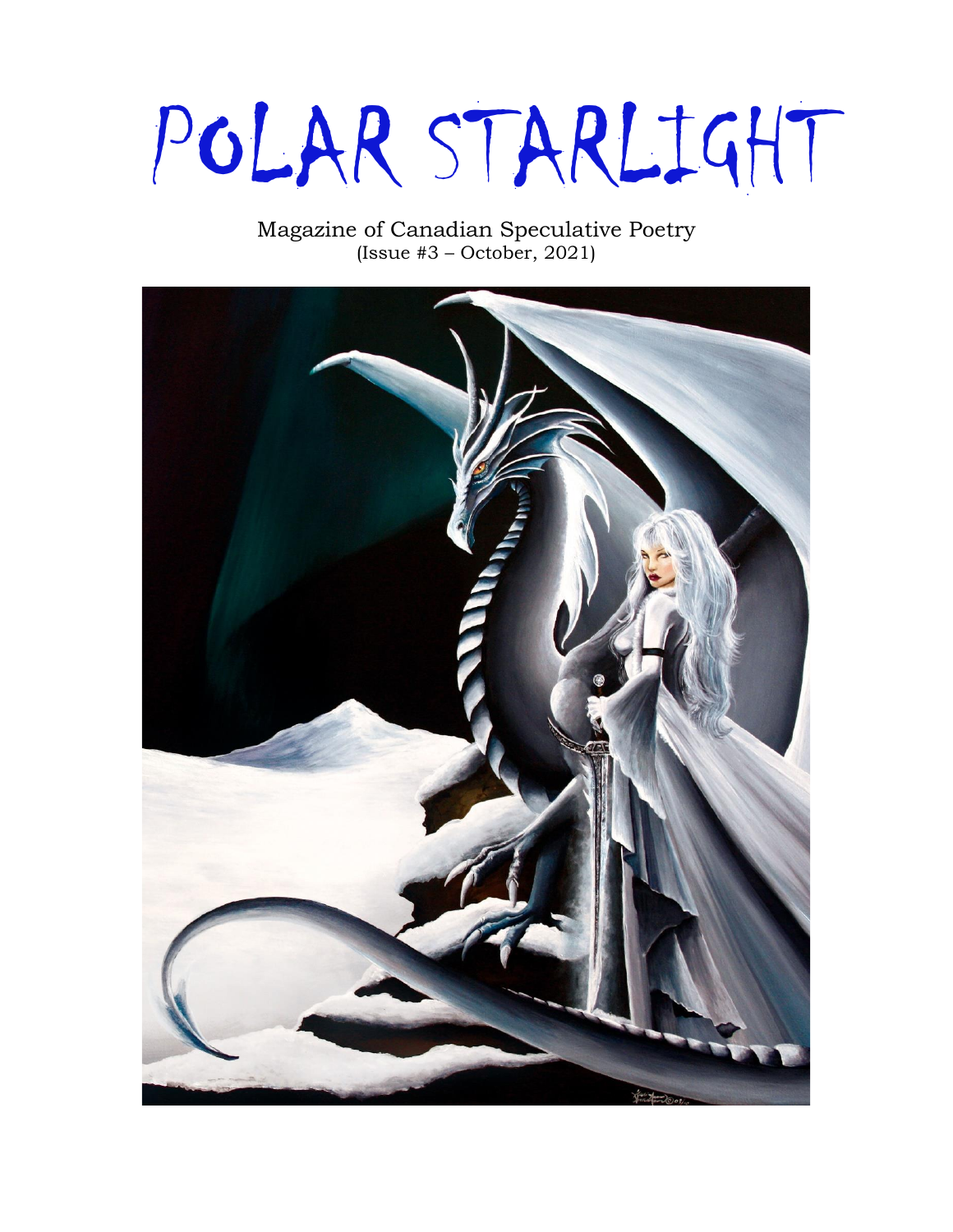# POLAR STARLIGHT

Magazine of Canadian Speculative Poetry
(Issue #3 – October, 2021)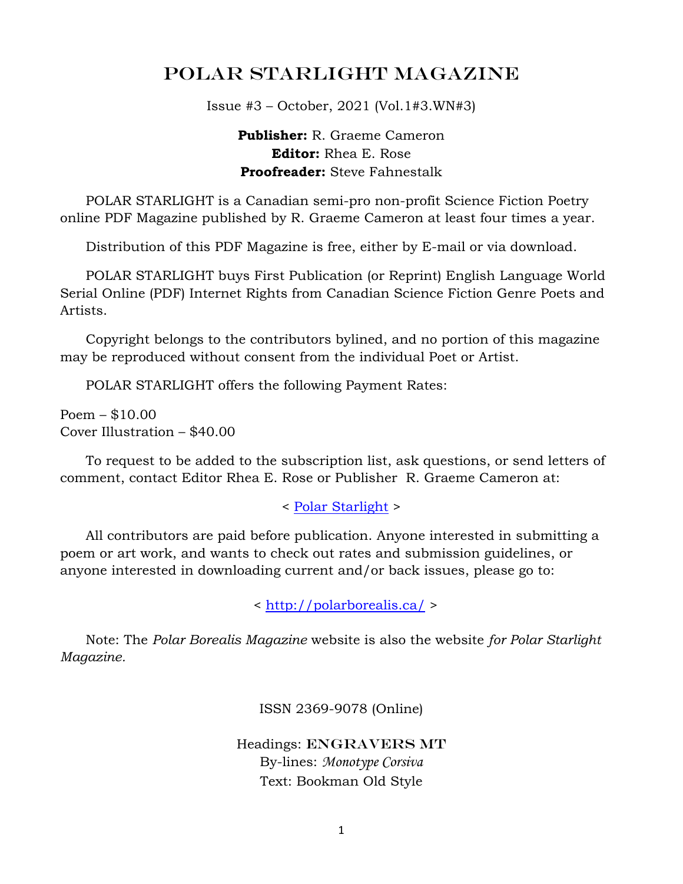# POLAR STARLIGHT MAGAZINE

Issue #3 – October, 2021 (Vol.1#3.WN#3)

**Publisher:** R. Graeme Cameron
**Editor:** Rhea E. Rose
**Proofreader:** Steve Fahnestalk

POLAR STARLIGHT is a Canadian semi-pro non-profit Science Fiction Poetry online PDF Magazine published by R. Graeme Cameron at least four times a year.

Distribution of this PDF Magazine is free, either by E-mail or via download.

POLAR STARLIGHT buys First Publication (or Reprint) English Language World Serial Online (PDF) Internet Rights from Canadian Science Fiction Genre Poets and Artists.

Copyright belongs to the contributors bylined, and no portion of this magazine may be reproduced without consent from the individual Poet or Artist.

POLAR STARLIGHT offers the following Payment Rates:

Poem – $10.00
Cover Illustration – $40.00

To request to be added to the subscription list, ask questions, or send letters of comment, contact Editor Rhea E. Rose or Publisher R. Graeme Cameron at:

< Polar Starlight >

All contributors are paid before publication. Anyone interested in submitting a poem or art work, and wants to check out rates and submission guidelines, or anyone interested in downloading current and/or back issues, please go to:

< http://polarborealis.ca/ >

Note: The *Polar Borealis Magazine* website is also the website *for Polar Starlight Magazine.*

ISSN 2369-9078 (Online)

Headings: ENGRAVERS MT
By-lines: *Monotype Corsiva*
Text: Bookman Old Style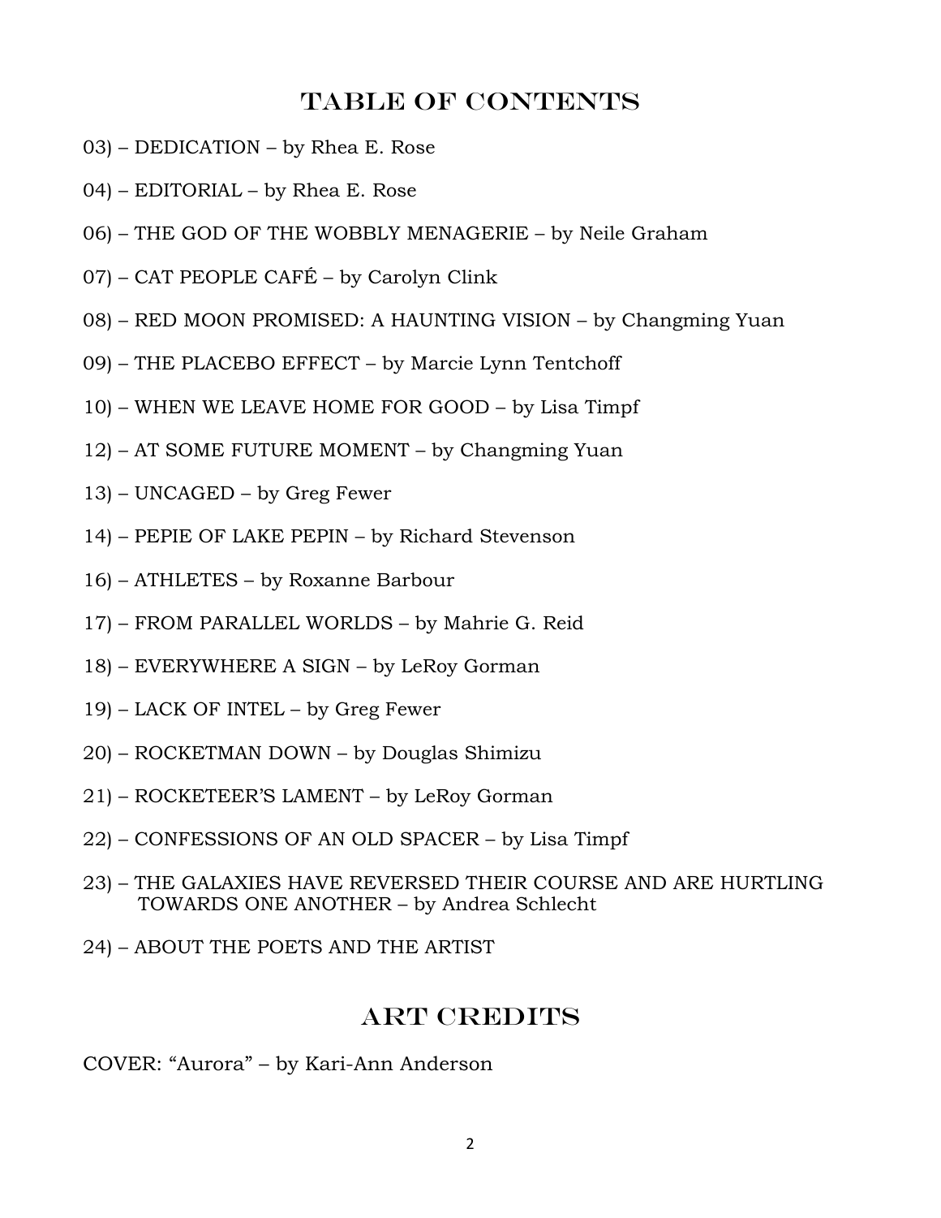# TABLE OF CONTENTS

03) – DEDICATION – by Rhea E. Rose

04) – EDITORIAL – by Rhea E. Rose

06) – THE GOD OF THE WOBBLY MENAGERIE – by Neile Graham

07) – CAT PEOPLE CAFÉ – by Carolyn Clink

08) – RED MOON PROMISED: A HAUNTING VISION – by Changming Yuan

09) – THE PLACEBO EFFECT – by Marcie Lynn Tentchoff

10) – WHEN WE LEAVE HOME FOR GOOD – by Lisa Timpf

12) – AT SOME FUTURE MOMENT – by Changming Yuan

13) – UNCAGED – by Greg Fewer

14) – PEPIE OF LAKE PEPIN – by Richard Stevenson

16) – ATHLETES – by Roxanne Barbour

17) – FROM PARALLEL WORLDS – by Mahrie G. Reid

18) – EVERYWHERE A SIGN – by LeRoy Gorman

19) – LACK OF INTEL – by Greg Fewer

20) – ROCKETMAN DOWN – by Douglas Shimizu

21) – ROCKETEER'S LAMENT – by LeRoy Gorman

22) – CONFESSIONS OF AN OLD SPACER – by Lisa Timpf

23) – THE GALAXIES HAVE REVERSED THEIR COURSE AND ARE HURTLING TOWARDS ONE ANOTHER – by Andrea Schlecht

24) – ABOUT THE POETS AND THE ARTIST

# ART CREDITS

COVER: "Aurora" – by Kari-Ann Anderson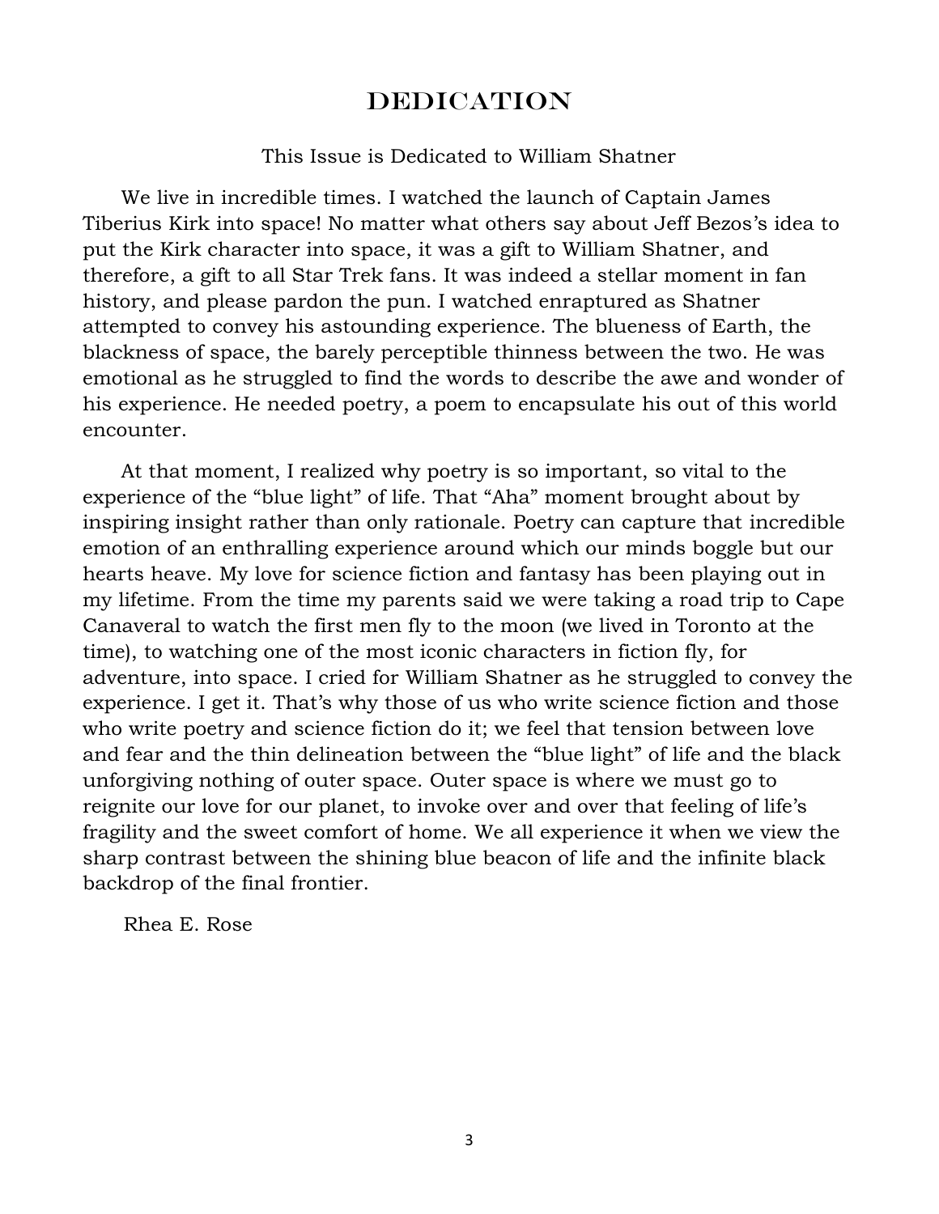# DEDICATION

This Issue is Dedicated to William Shatner

We live in incredible times. I watched the launch of Captain James Tiberius Kirk into space! No matter what others say about Jeff Bezos's idea to put the Kirk character into space, it was a gift to William Shatner, and therefore, a gift to all Star Trek fans. It was indeed a stellar moment in fan history, and please pardon the pun. I watched enraptured as Shatner attempted to convey his astounding experience. The blueness of Earth, the blackness of space, the barely perceptible thinness between the two. He was emotional as he struggled to find the words to describe the awe and wonder of his experience. He needed poetry, a poem to encapsulate his out of this world encounter.

At that moment, I realized why poetry is so important, so vital to the experience of the "blue light" of life. That "Aha" moment brought about by inspiring insight rather than only rationale. Poetry can capture that incredible emotion of an enthralling experience around which our minds boggle but our hearts heave. My love for science fiction and fantasy has been playing out in my lifetime. From the time my parents said we were taking a road trip to Cape Canaveral to watch the first men fly to the moon (we lived in Toronto at the time), to watching one of the most iconic characters in fiction fly, for adventure, into space. I cried for William Shatner as he struggled to convey the experience. I get it. That's why those of us who write science fiction and those who write poetry and science fiction do it; we feel that tension between love and fear and the thin delineation between the "blue light" of life and the black unforgiving nothing of outer space. Outer space is where we must go to reignite our love for our planet, to invoke over and over that feeling of life's fragility and the sweet comfort of home. We all experience it when we view the sharp contrast between the shining blue beacon of life and the infinite black backdrop of the final frontier.

Rhea E. Rose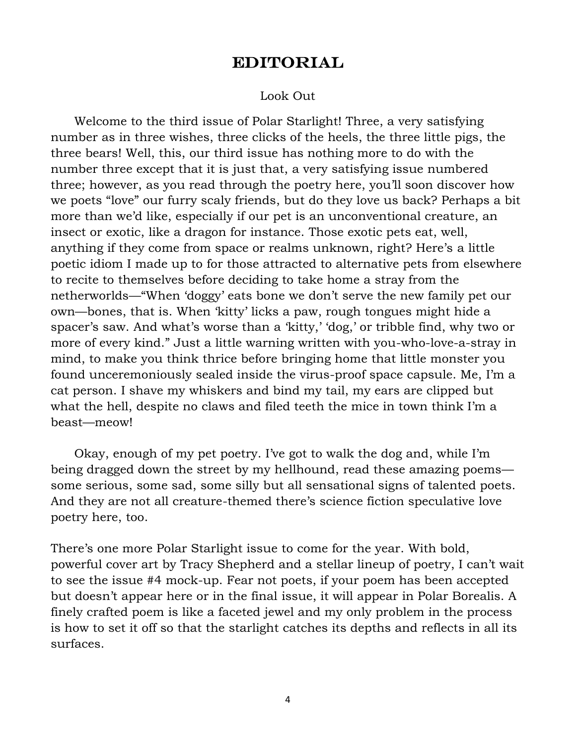# EDITORIAL

Look Out

Welcome to the third issue of Polar Starlight! Three, a very satisfying number as in three wishes, three clicks of the heels, the three little pigs, the three bears! Well, this, our third issue has nothing more to do with the number three except that it is just that, a very satisfying issue numbered three; however, as you read through the poetry here, you'll soon discover how we poets "love" our furry scaly friends, but do they love us back? Perhaps a bit more than we'd like, especially if our pet is an unconventional creature, an insect or exotic, like a dragon for instance. Those exotic pets eat, well, anything if they come from space or realms unknown, right? Here's a little poetic idiom I made up to for those attracted to alternative pets from elsewhere to recite to themselves before deciding to take home a stray from the netherworlds—"When 'doggy' eats bone we don't serve the new family pet our own—bones, that is. When 'kitty' licks a paw, rough tongues might hide a spacer's saw. And what's worse than a 'kitty,' 'dog,' or tribble find, why two or more of every kind." Just a little warning written with you-who-love-a-stray in mind, to make you think thrice before bringing home that little monster you found unceremoniously sealed inside the virus-proof space capsule. Me, I'm a cat person. I shave my whiskers and bind my tail, my ears are clipped but what the hell, despite no claws and filed teeth the mice in town think I'm a beast—meow!

Okay, enough of my pet poetry. I've got to walk the dog and, while I'm being dragged down the street by my hellhound, read these amazing poems—some serious, some sad, some silly but all sensational signs of talented poets. And they are not all creature-themed there's science fiction speculative love poetry here, too.

There's one more Polar Starlight issue to come for the year. With bold, powerful cover art by Tracy Shepherd and a stellar lineup of poetry, I can't wait to see the issue #4 mock-up. Fear not poets, if your poem has been accepted but doesn't appear here or in the final issue, it will appear in Polar Borealis. A finely crafted poem is like a faceted jewel and my only problem in the process is how to set it off so that the starlight catches its depths and reflects in all its surfaces.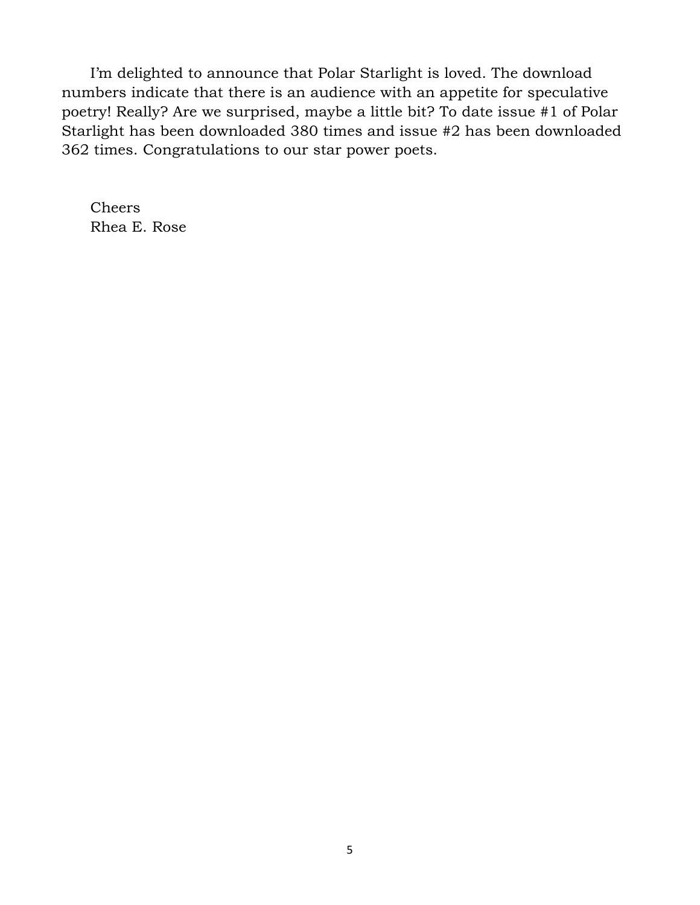I'm delighted to announce that Polar Starlight is loved. The download numbers indicate that there is an audience with an appetite for speculative poetry! Really? Are we surprised, maybe a little bit? To date issue #1 of Polar Starlight has been downloaded 380 times and issue #2 has been downloaded 362 times. Congratulations to our star power poets.

Cheers  
Rhea E. Rose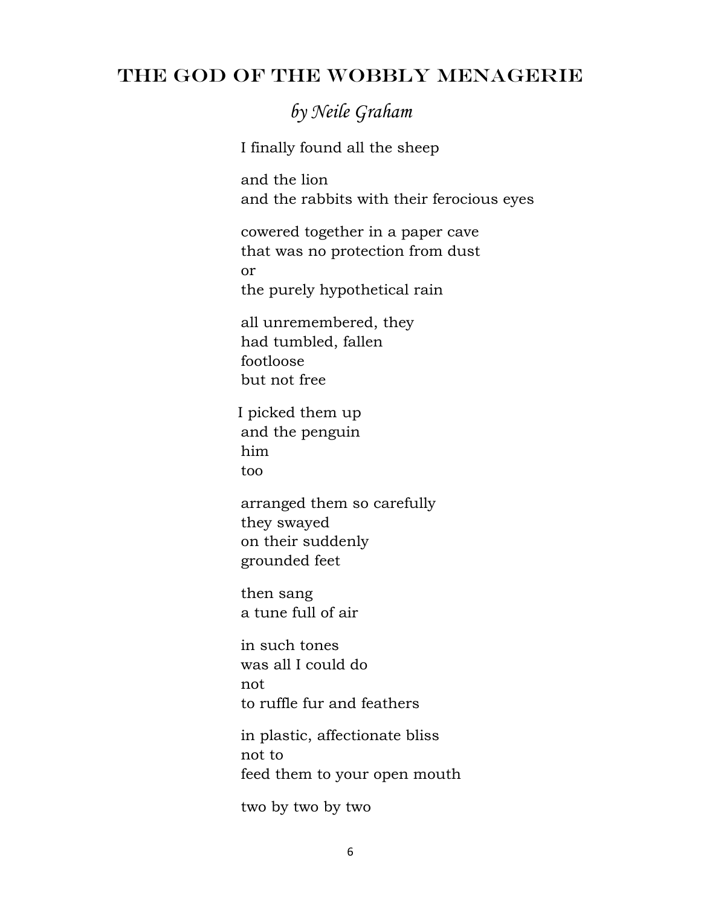# THE GOD OF THE WOBBLY MENAGERIE

*by Neile Graham*

I finally found all the sheep

and the lion
and the rabbits with their ferocious eyes

cowered together in a paper cave
that was no protection from dust
or
the purely hypothetical rain

all unremembered, they
had tumbled, fallen
footloose
but not free

I picked them up
and the penguin
him
too

arranged them so carefully
they swayed
on their suddenly
grounded feet

then sang
a tune full of air

in such tones
was all I could do
not
to ruffle fur and feathers

in plastic, affectionate bliss
not to
feed them to your open mouth

two by two by two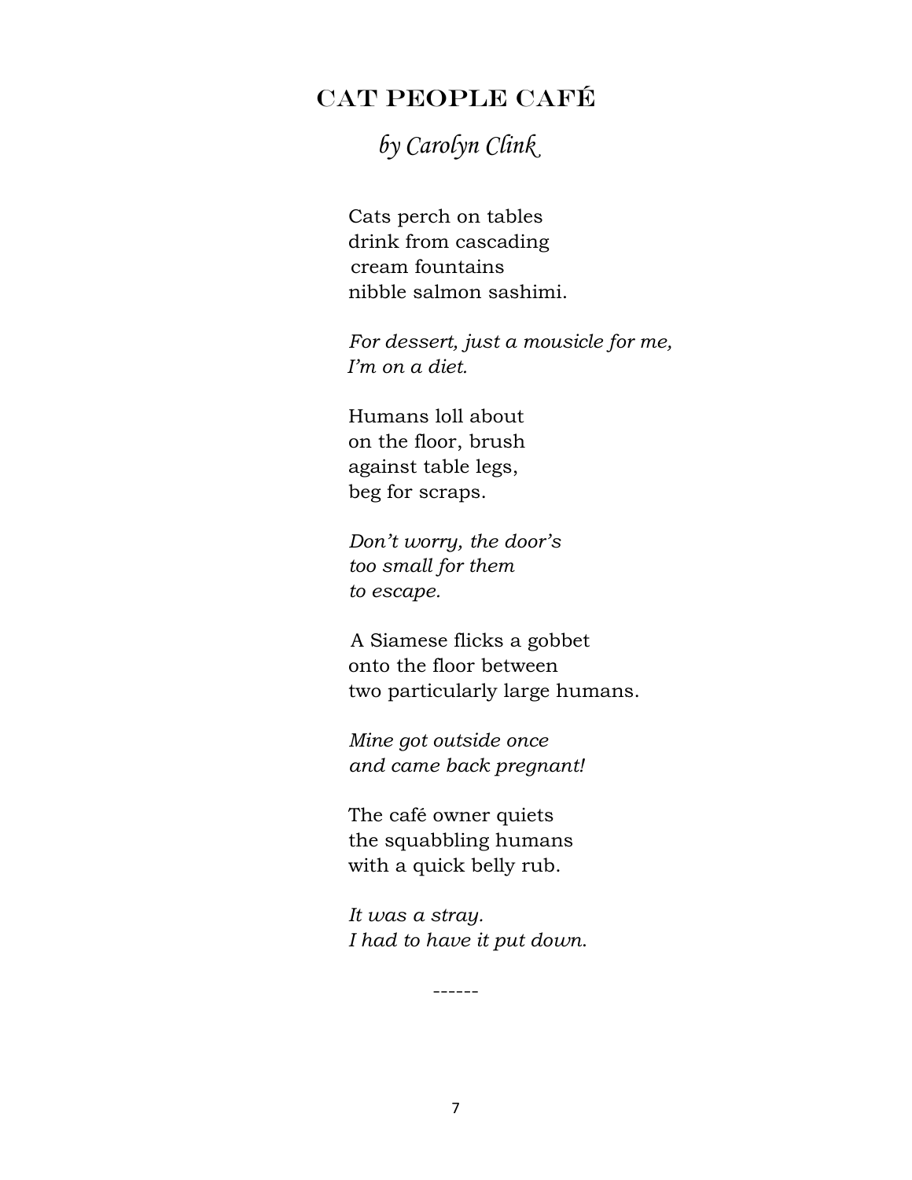## Cat People Café

*by Carolyn Clink*

Cats perch on tables  
drink from cascading  
cream fountains  
nibble salmon sashimi.

*For dessert, just a mousicle for me,*  
*I'm on a diet.*

Humans loll about  
on the floor, brush  
against table legs,  
beg for scraps.

*Don't worry, the door's*  
*too small for them*  
*to escape.*

A Siamese flicks a gobbet  
onto the floor between  
two particularly large humans.

*Mine got outside once*  
*and came back pregnant!*

The café owner quiets  
the squabbling humans  
with a quick belly rub.

*It was a stray.*  
*I had to have it put down.*

------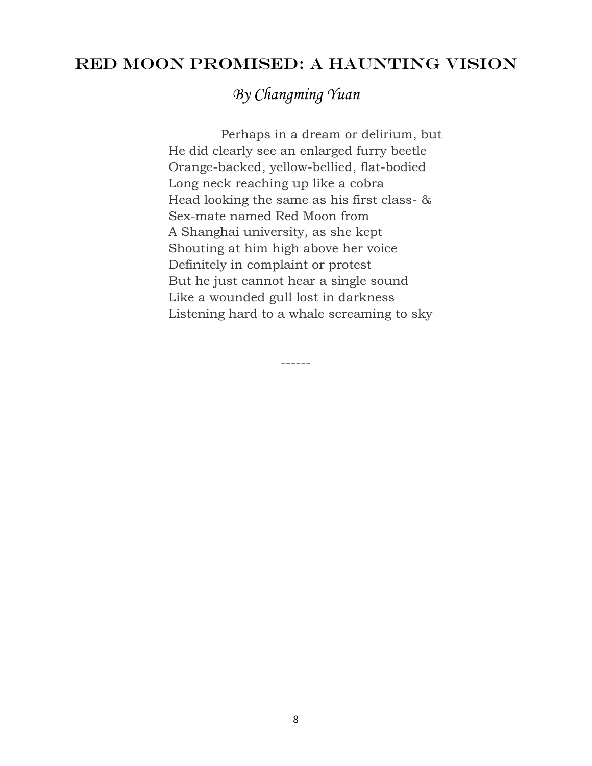## Red Moon Promised: A Haunting Vision

*By Changming Yuan*

Perhaps in a dream or delirium, but  
He did clearly see an enlarged furry beetle  
Orange-backed, yellow-bellied, flat-bodied  
Long neck reaching up like a cobra  
Head looking the same as his first class- &  
Sex-mate named Red Moon from  
A Shanghai university, as she kept  
Shouting at him high above her voice  
Definitely in complaint or protest  
But he just cannot hear a single sound  
Like a wounded gull lost in darkness  
Listening hard to a whale screaming to sky

------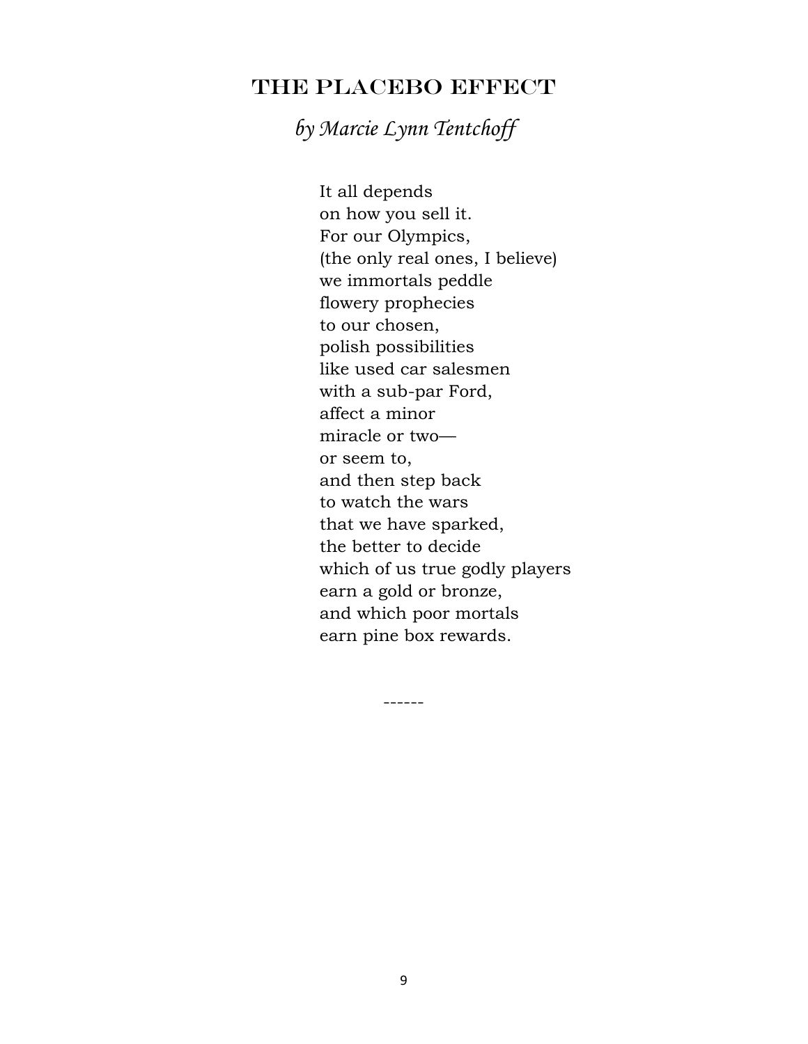# The Placebo Effect

*by Marcie Lynn Tentchoff*

It all depends  
on how you sell it.  
For our Olympics,  
(the only real ones, I believe)  
we immortals peddle  
flowery prophecies  
to our chosen,  
polish possibilities  
like used car salesmen  
with a sub-par Ford,  
affect a minor  
miracle or two—  
or seem to,  
and then step back  
to watch the wars  
that we have sparked,  
the better to decide  
which of us true godly players  
earn a gold or bronze,  
and which poor mortals  
earn pine box rewards.

------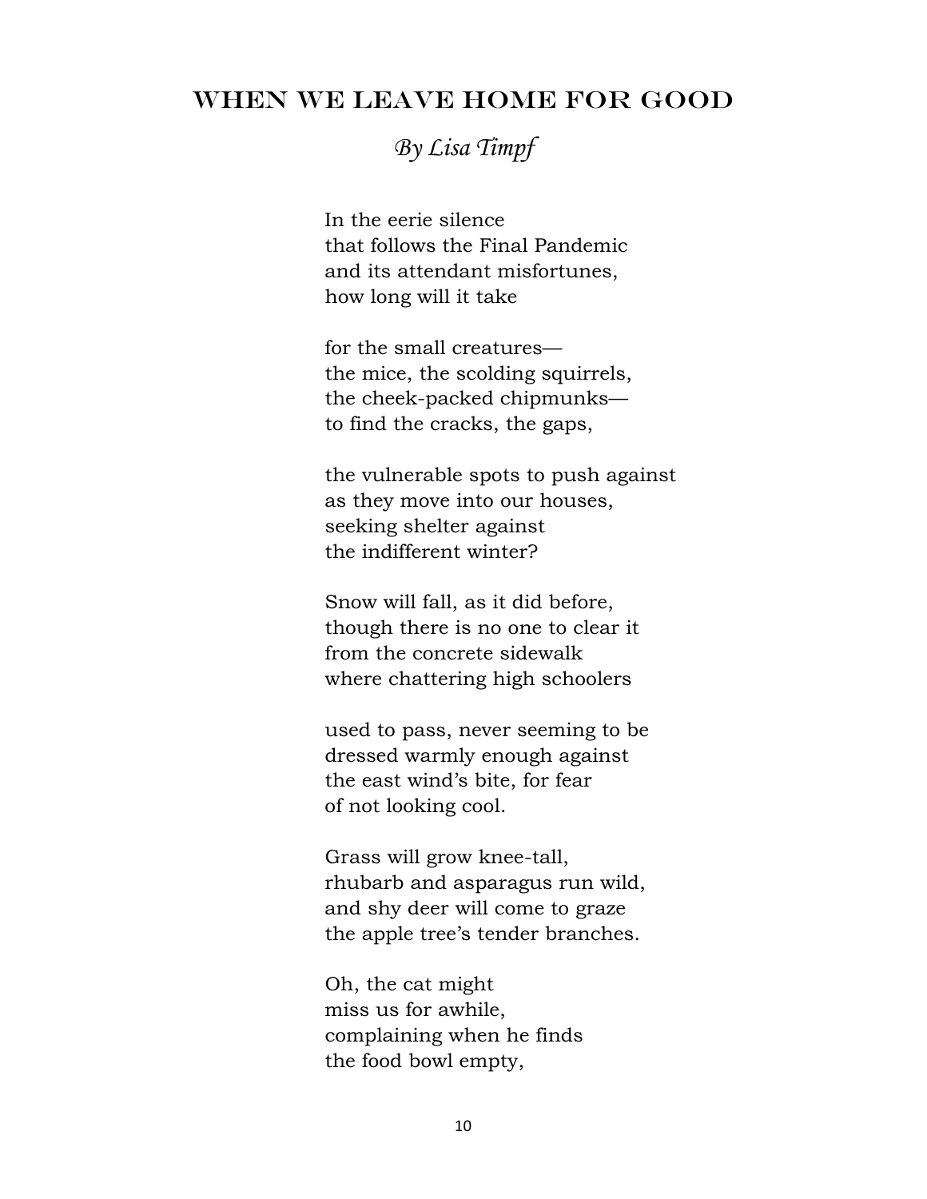# When We Leave Home for Good

*By Lisa Timpf*

In the eerie silence  
that follows the Final Pandemic  
and its attendant misfortunes,  
how long will it take

for the small creatures—  
the mice, the scolding squirrels,  
the cheek-packed chipmunks—  
to find the cracks, the gaps,

the vulnerable spots to push against  
as they move into our houses,  
seeking shelter against  
the indifferent winter?

Snow will fall, as it did before,  
though there is no one to clear it  
from the concrete sidewalk  
where chattering high schoolers

used to pass, never seeming to be  
dressed warmly enough against  
the east wind's bite, for fear  
of not looking cool.

Grass will grow knee-tall,  
rhubarb and asparagus run wild,  
and shy deer will come to graze  
the apple tree's tender branches.

Oh, the cat might  
miss us for awhile,  
complaining when he finds  
the food bowl empty,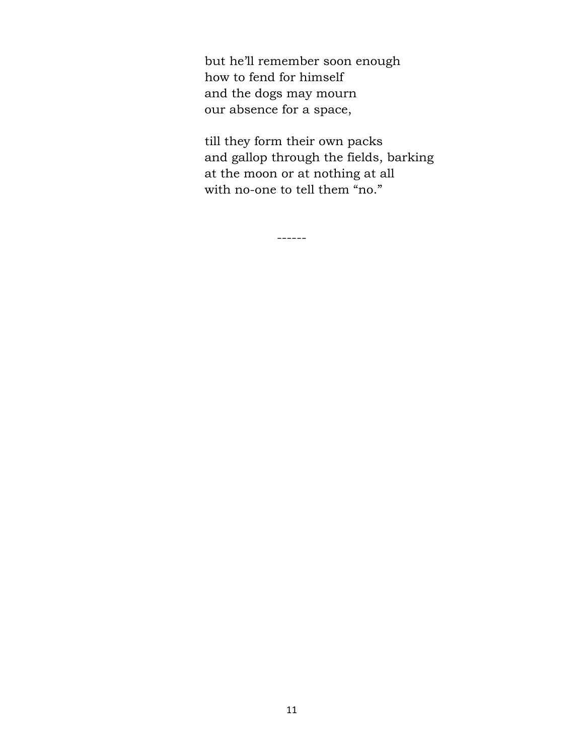but he’ll remember soon enough
how to fend for himself
and the dogs may mourn
our absence for a space,

till they form their own packs
and gallop through the fields, barking
at the moon or at nothing at all
with no-one to tell them “no.”

------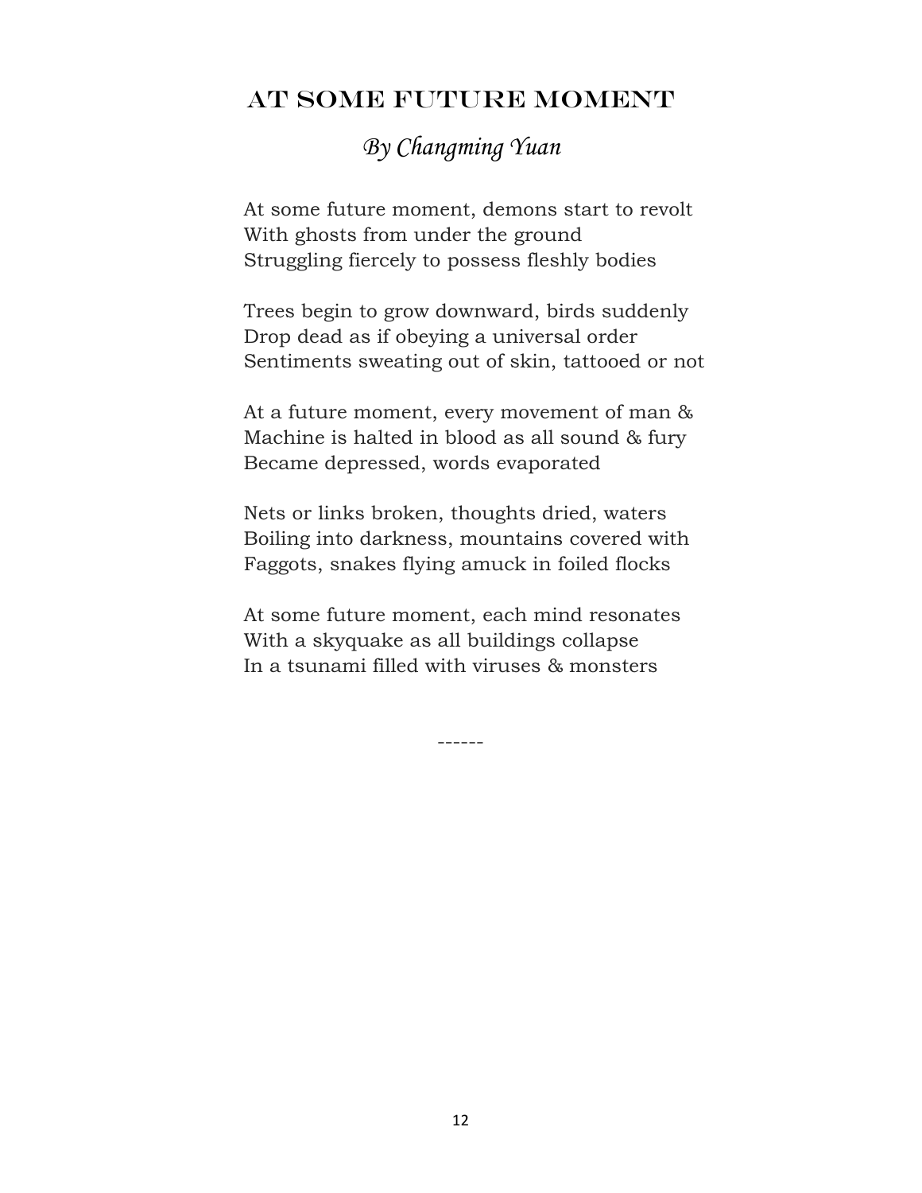## At Some Future Moment

*By Changming Yuan*

At some future moment, demons start to revolt
With ghosts from under the ground
Struggling fiercely to possess fleshly bodies

Trees begin to grow downward, birds suddenly
Drop dead as if obeying a universal order
Sentiments sweating out of skin, tattooed or not

At a future moment, every movement of man &
Machine is halted in blood as all sound & fury
Became depressed, words evaporated

Nets or links broken, thoughts dried, waters
Boiling into darkness, mountains covered with
Faggots, snakes flying amuck in foiled flocks

At some future moment, each mind resonates
With a skyquake as all buildings collapse
In a tsunami filled with viruses & monsters

------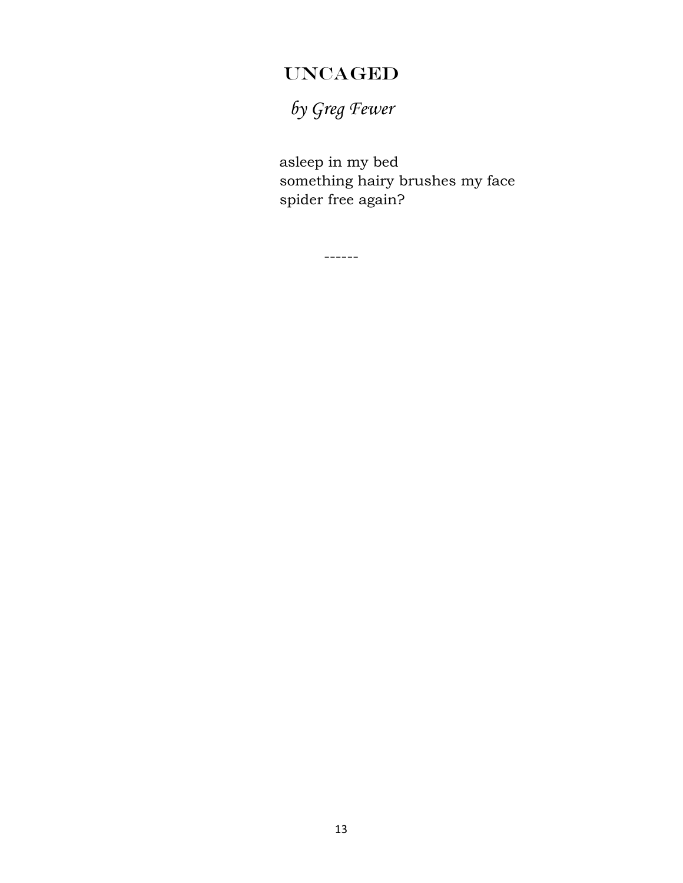# UNCAGED

*by Greg Fewer*

asleep in my bed  
something hairy brushes my face  
spider free again?

------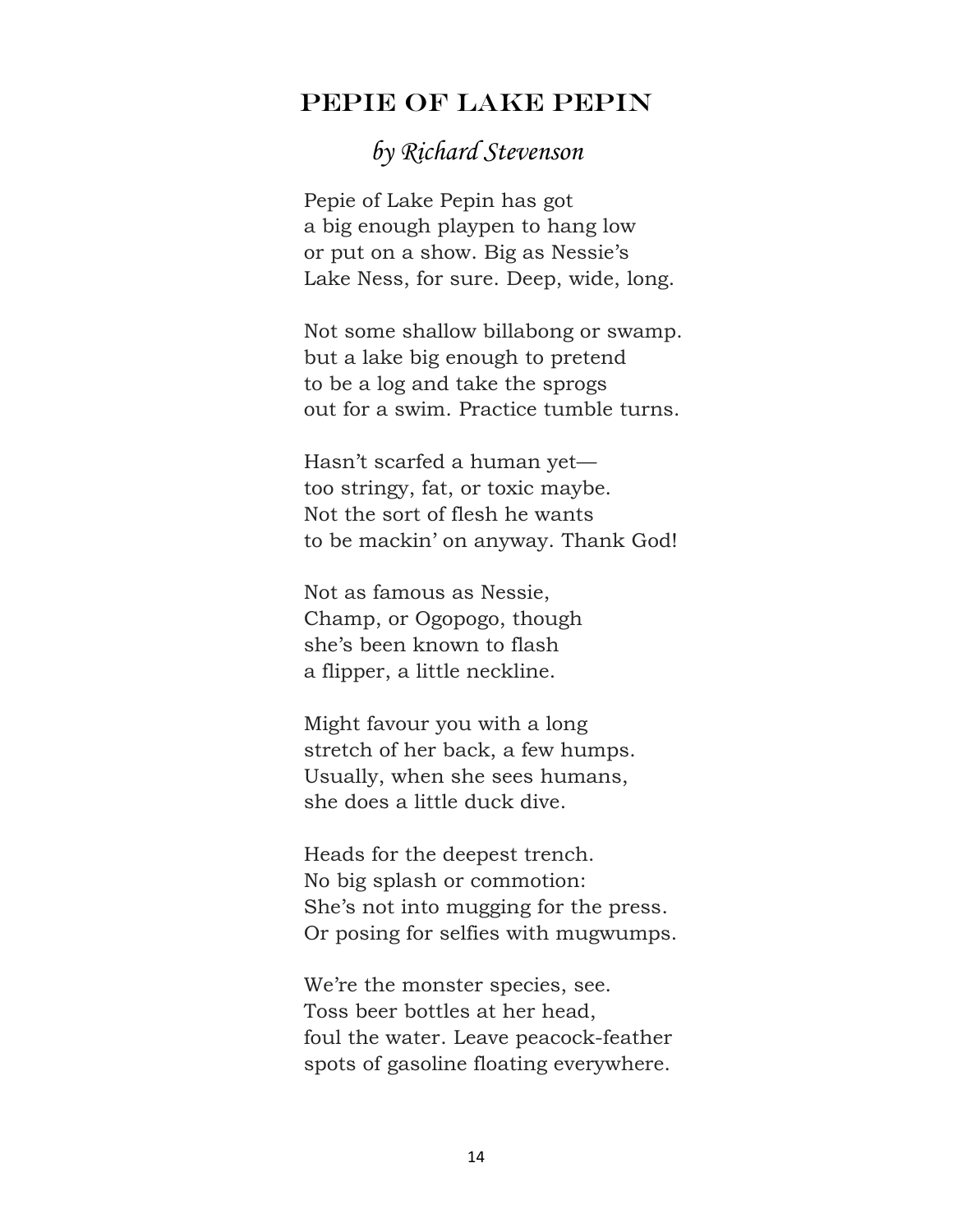## Pepie of Lake Pepin

*by Richard Stevenson*

Pepie of Lake Pepin has got  
a big enough playpen to hang low  
or put on a show. Big as Nessie's  
Lake Ness, for sure. Deep, wide, long.

Not some shallow billabong or swamp.  
but a lake big enough to pretend  
to be a log and take the sprogs  
out for a swim. Practice tumble turns.

Hasn't scarfed a human yet—  
too stringy, fat, or toxic maybe.  
Not the sort of flesh he wants  
to be mackin' on anyway. Thank God!

Not as famous as Nessie,  
Champ, or Ogopogo, though  
she's been known to flash  
a flipper, a little neckline.

Might favour you with a long  
stretch of her back, a few humps.  
Usually, when she sees humans,  
she does a little duck dive.

Heads for the deepest trench.  
No big splash or commotion:  
She's not into mugging for the press.  
Or posing for selfies with mugwumps.

We're the monster species, see.  
Toss beer bottles at her head,  
foul the water. Leave peacock-feather  
spots of gasoline floating everywhere.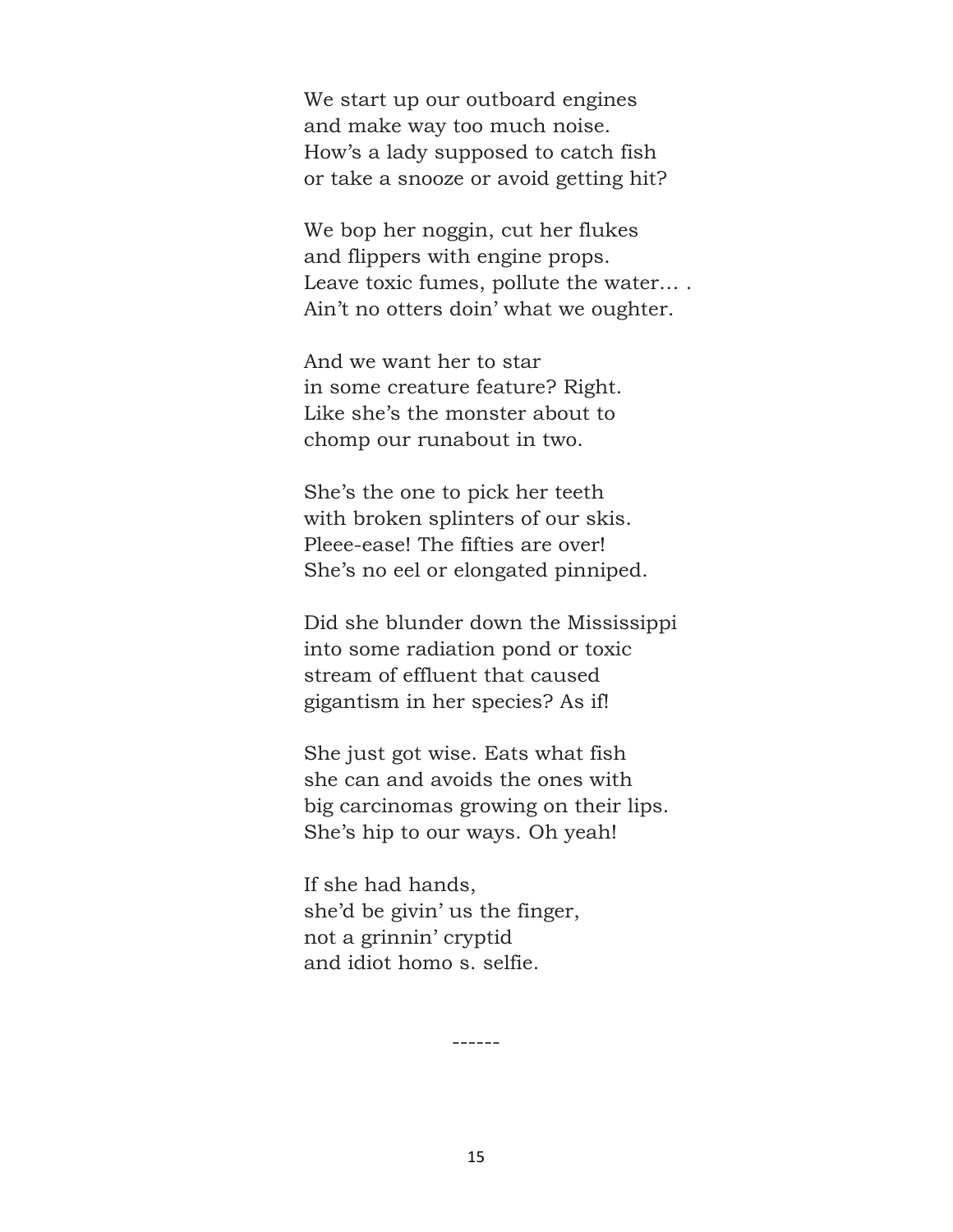We start up our outboard engines  
and make way too much noise.  
How's a lady supposed to catch fish  
or take a snooze or avoid getting hit?

We bop her noggin, cut her flukes  
and flippers with engine props.  
Leave toxic fumes, pollute the water… .  
Ain't no otters doin' what we oughter.

And we want her to star  
in some creature feature? Right.  
Like she's the monster about to  
chomp our runabout in two.

She's the one to pick her teeth  
with broken splinters of our skis.  
Pleee-ease! The fifties are over!  
She's no eel or elongated pinniped.

Did she blunder down the Mississippi  
into some radiation pond or toxic  
stream of effluent that caused  
gigantism in her species? As if!

She just got wise. Eats what fish  
she can and avoids the ones with  
big carcinomas growing on their lips.  
She's hip to our ways. Oh yeah!

If she had hands,  
she'd be givin' us the finger,  
not a grinnin' cryptid  
and idiot homo s. selfie.

------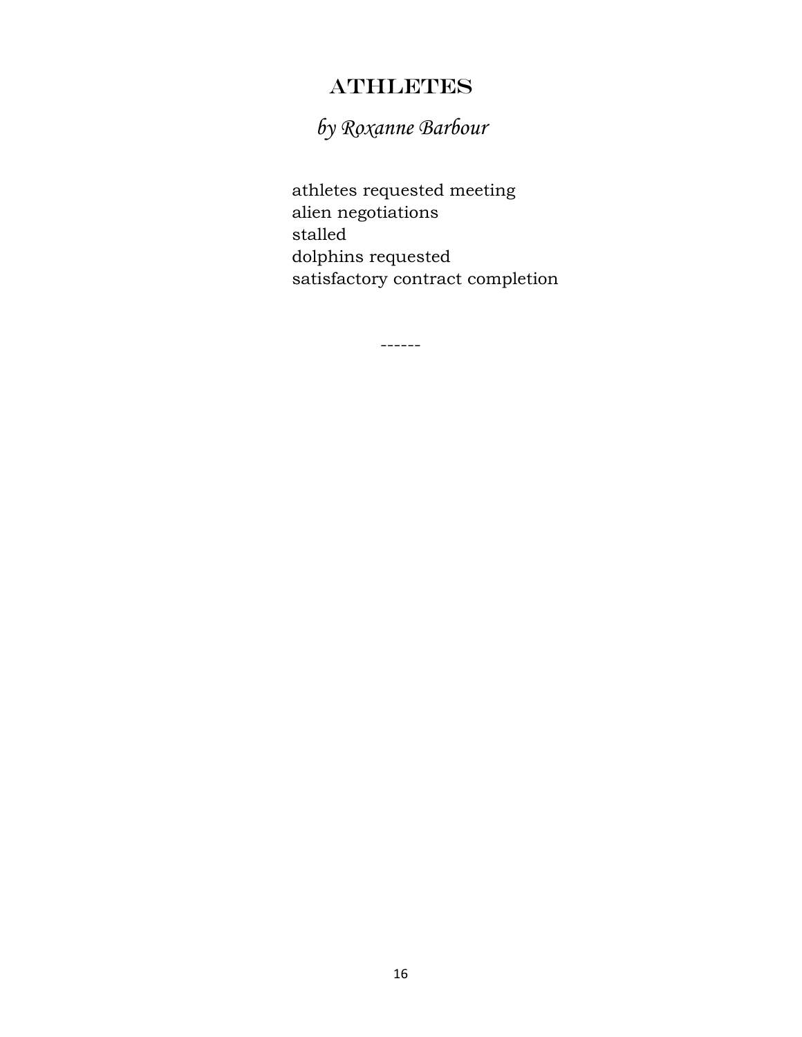# ATHLETES

*by Roxanne Barbour*

athletes requested meeting
alien negotiations
stalled
dolphins requested
satisfactory contract completion

------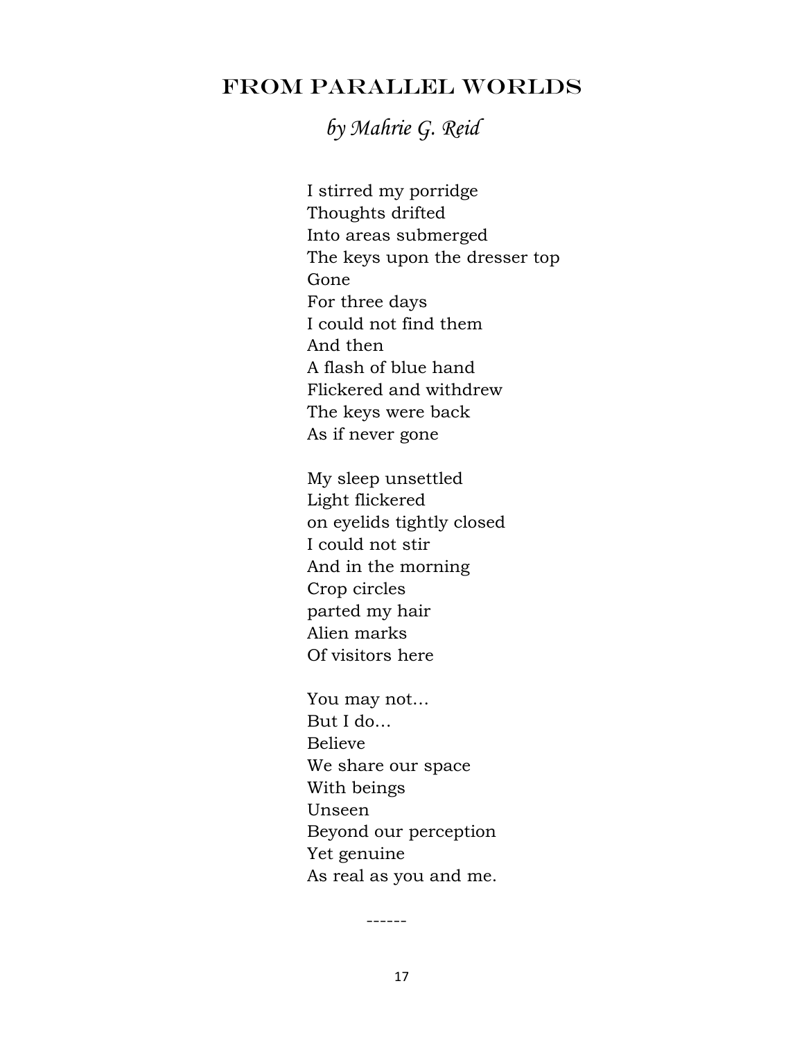## From Parallel Worlds

*by Mahrie G. Reid*

I stirred my porridge  
Thoughts drifted  
Into areas submerged  
The keys upon the dresser top  
Gone  
For three days  
I could not find them  
And then  
A flash of blue hand  
Flickered and withdrew  
The keys were back  
As if never gone

My sleep unsettled  
Light flickered  
on eyelids tightly closed  
I could not stir  
And in the morning  
Crop circles  
parted my hair  
Alien marks  
Of visitors here

You may not…  
But I do…  
Believe  
We share our space  
With beings  
Unseen  
Beyond our perception  
Yet genuine  
As real as you and me.

------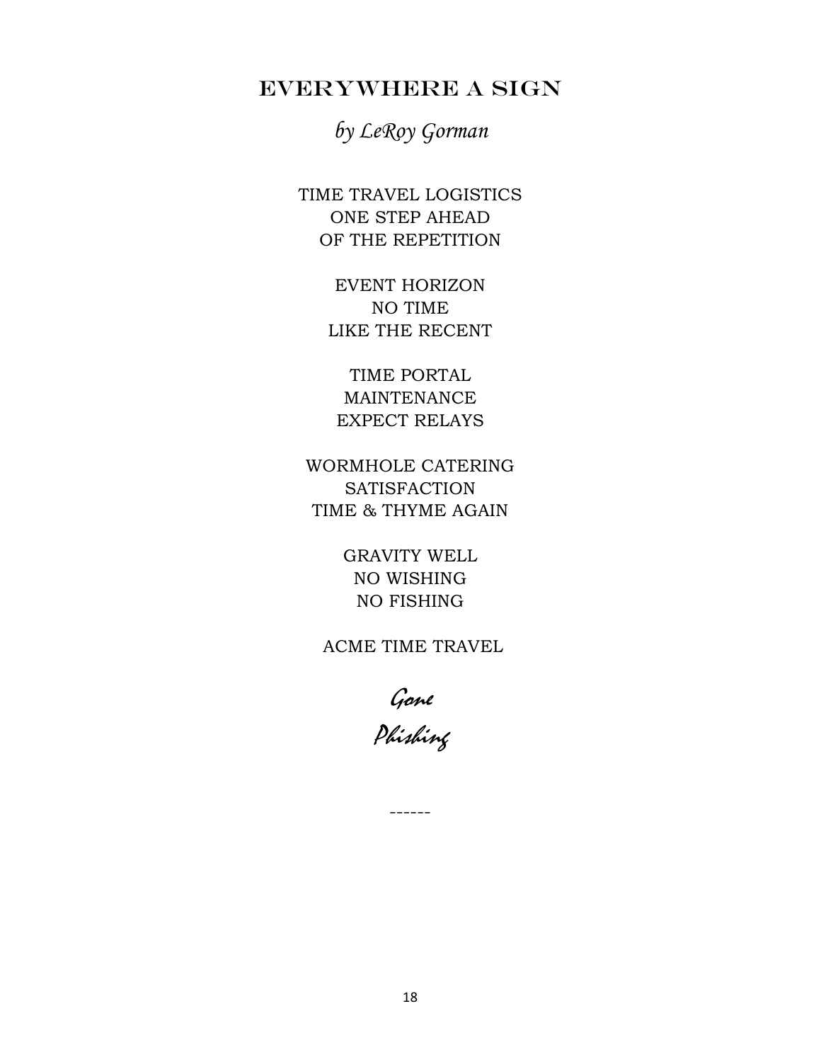# EVERYWHERE A SIGN

*by LeRoy Gorman*

TIME TRAVEL LOGISTICS  
ONE STEP AHEAD  
OF THE REPETITION

EVENT HORIZON  
NO TIME  
LIKE THE RECENT

TIME PORTAL  
MAINTENANCE  
EXPECT RELAYS

WORMHOLE CATERING  
SATISFACTION  
TIME & THYME AGAIN

GRAVITY WELL  
NO WISHING  
NO FISHING

ACME TIME TRAVEL

*Gone*  
*Phishing*

------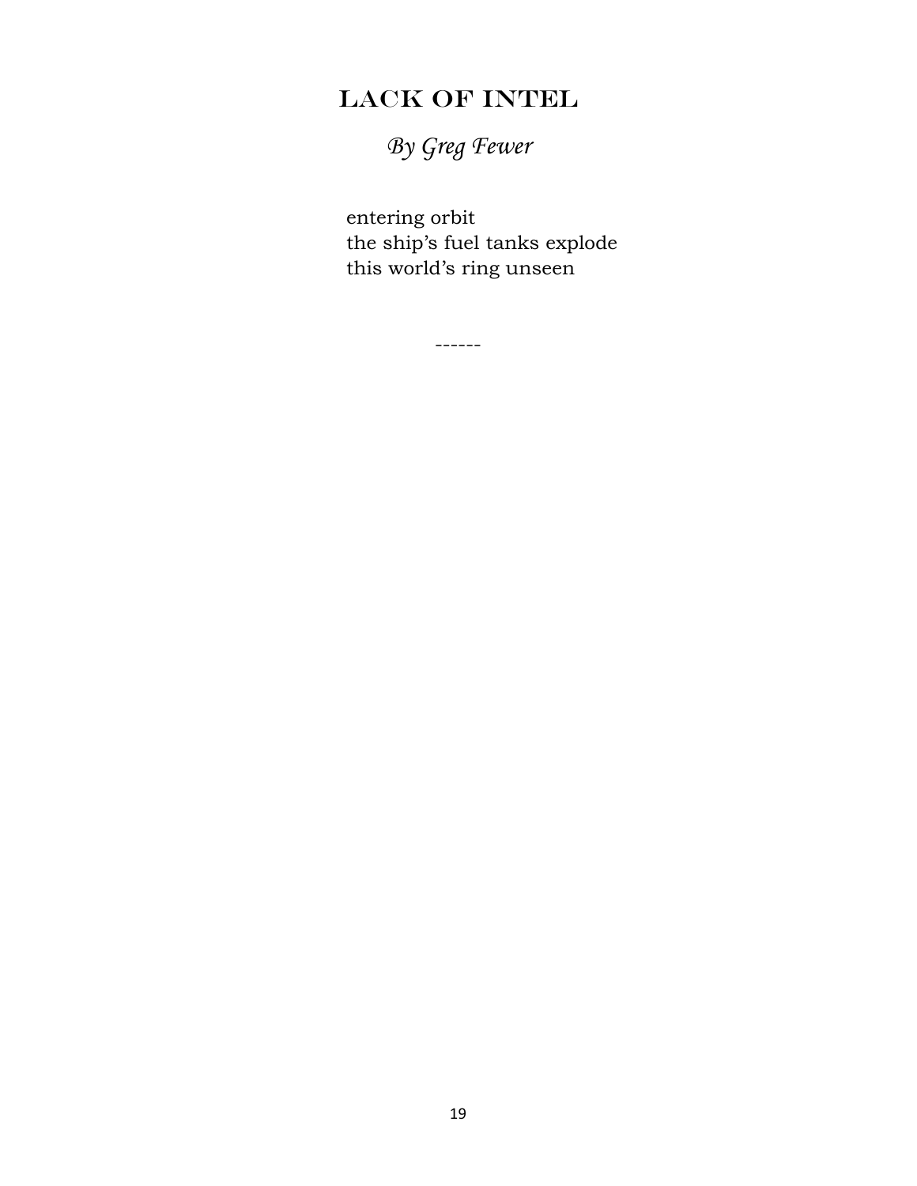# Lack of Intel

*By Greg Fewer*

entering orbit  
the ship's fuel tanks explode  
this world's ring unseen

------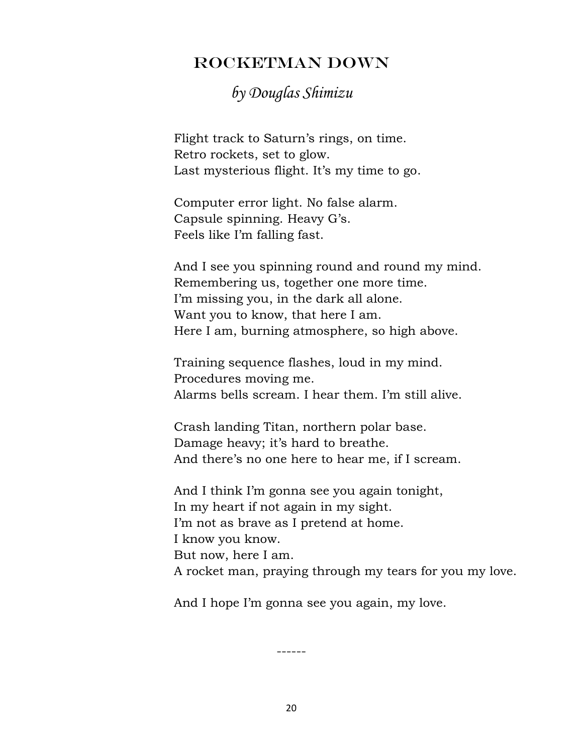# Rocketman Down

*by Douglas Shimizu*

Flight track to Saturn's rings, on time.
Retro rockets, set to glow.
Last mysterious flight. It's my time to go.

Computer error light. No false alarm.
Capsule spinning. Heavy G's.
Feels like I'm falling fast.

And I see you spinning round and round my mind.
Remembering us, together one more time.
I'm missing you, in the dark all alone.
Want you to know, that here I am.
Here I am, burning atmosphere, so high above.

Training sequence flashes, loud in my mind.
Procedures moving me.
Alarms bells scream. I hear them. I'm still alive.

Crash landing Titan, northern polar base.
Damage heavy; it's hard to breathe.
And there's no one here to hear me, if I scream.

And I think I'm gonna see you again tonight,
In my heart if not again in my sight.
I'm not as brave as I pretend at home.
I know you know.
But now, here I am.
A rocket man, praying through my tears for you my love.

And I hope I'm gonna see you again, my love.

------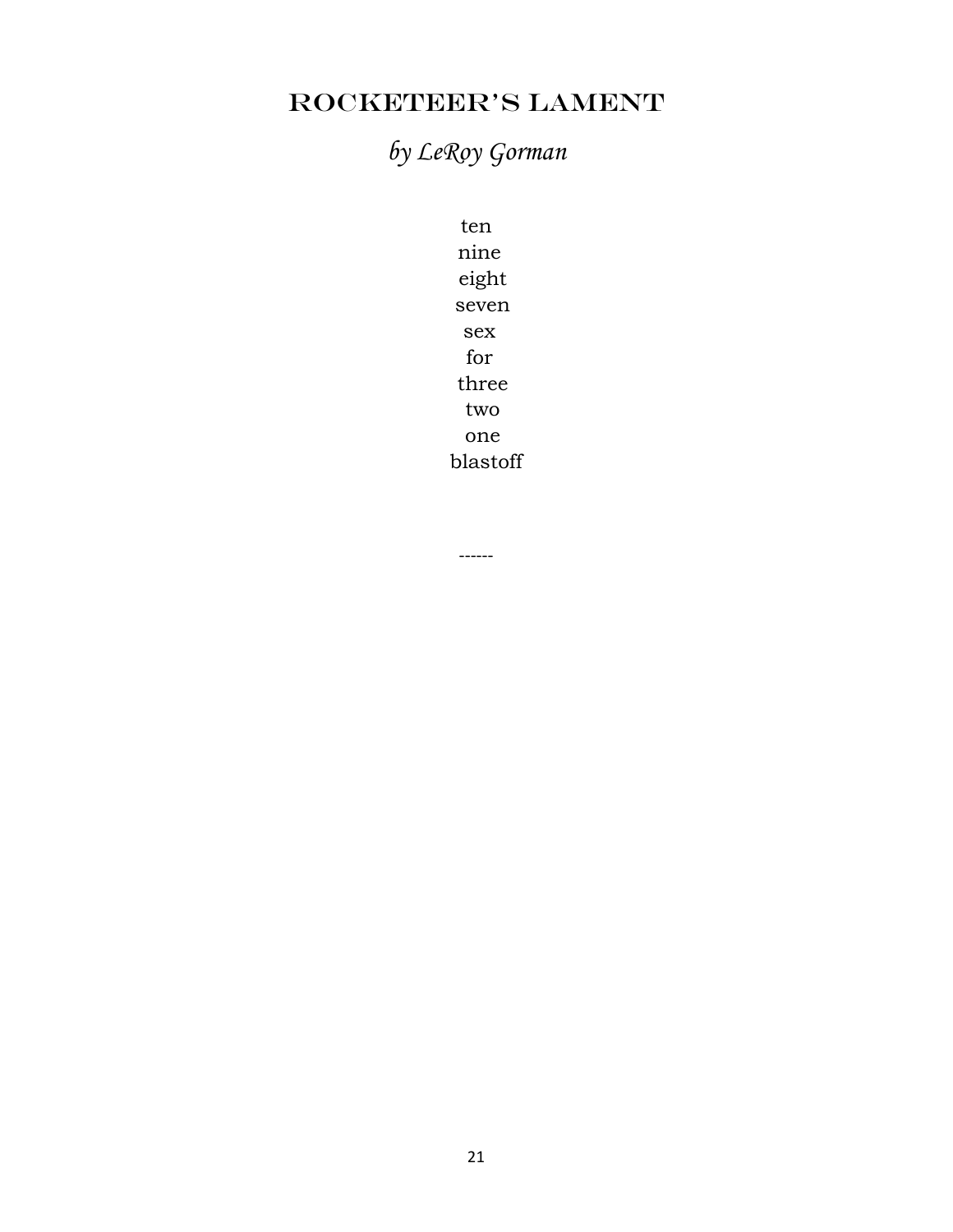# Rocketeer's Lament

*by LeRoy Gorman*

ten  
nine  
eight  
seven  
sex  
for  
three  
two  
one  
blastoff

------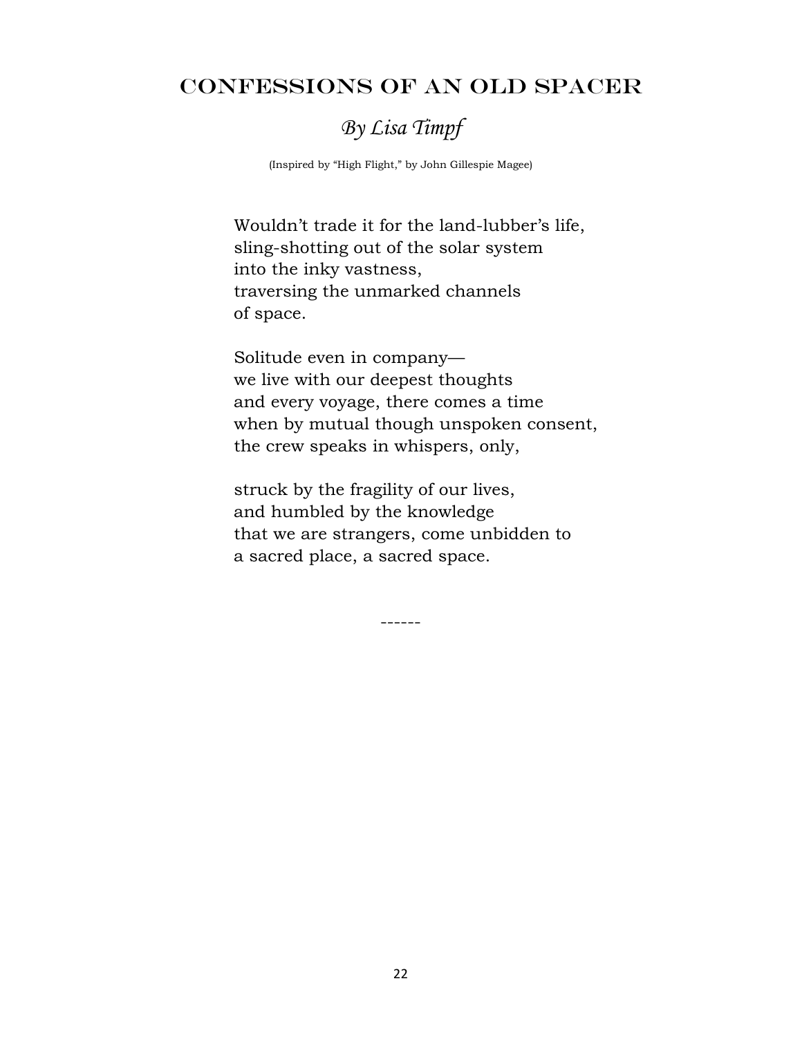# Confessions of an Old Spacer

*By Lisa Timpf*

(Inspired by "High Flight," by John Gillespie Magee)

Wouldn't trade it for the land-lubber's life,
sling-shotting out of the solar system
into the inky vastness,
traversing the unmarked channels
of space.

Solitude even in company—
we live with our deepest thoughts
and every voyage, there comes a time
when by mutual though unspoken consent,
the crew speaks in whispers, only,

struck by the fragility of our lives,
and humbled by the knowledge
that we are strangers, come unbidden to
a sacred place, a sacred space.

------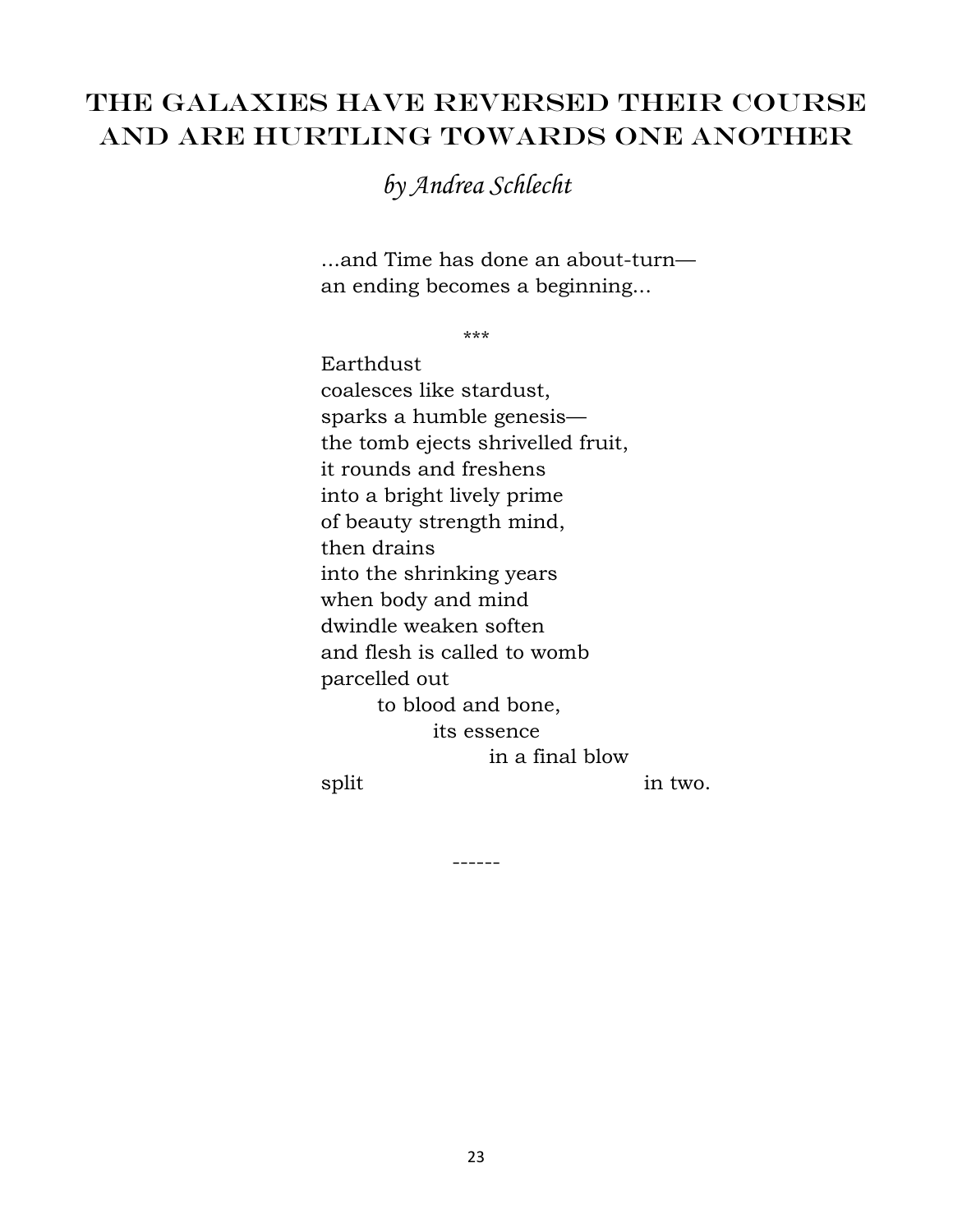# THE GALAXIES HAVE REVERSED THEIR COURSE AND ARE HURTLING TOWARDS ONE ANOTHER

*by Andrea Schlecht*

...and Time has done an about-turn—
an ending becomes a beginning...

***

Earthdust
coalesces like stardust,
sparks a humble genesis—
the tomb ejects shrivelled fruit,
it rounds and freshens
into a bright lively prime
of beauty strength mind,
then drains
into the shrinking years
when body and mind
dwindle weaken soften
and flesh is called to womb
parcelled out
        to blood and bone,
                its essence
                        in a final blow
split                                        in two.

------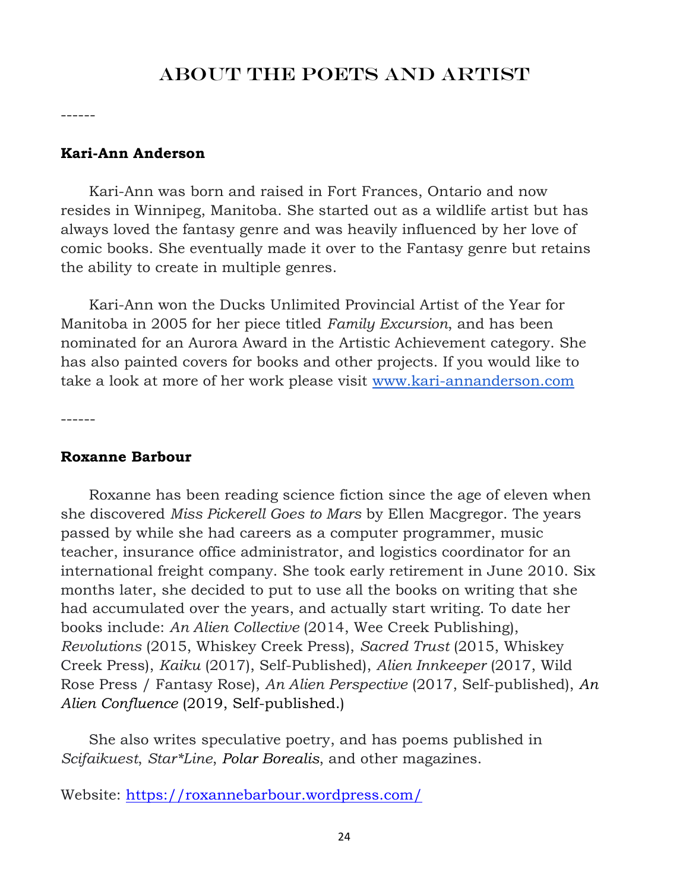# About the Poets and Artist

------

**Kari-Ann Anderson**

Kari-Ann was born and raised in Fort Frances, Ontario and now resides in Winnipeg, Manitoba. She started out as a wildlife artist but has always loved the fantasy genre and was heavily influenced by her love of comic books. She eventually made it over to the Fantasy genre but retains the ability to create in multiple genres.

Kari-Ann won the Ducks Unlimited Provincial Artist of the Year for Manitoba in 2005 for her piece titled *Family Excursion*, and has been nominated for an Aurora Award in the Artistic Achievement category. She has also painted covers for books and other projects. If you would like to take a look at more of her work please visit [www.kari-annanderson.com](www.kari-annanderson.com)

------

**Roxanne Barbour**

Roxanne has been reading science fiction since the age of eleven when she discovered *Miss Pickerell Goes to Mars* by Ellen Macgregor. The years passed by while she had careers as a computer programmer, music teacher, insurance office administrator, and logistics coordinator for an international freight company. She took early retirement in June 2010. Six months later, she decided to put to use all the books on writing that she had accumulated over the years, and actually start writing. To date her books include: *An Alien Collective* (2014, Wee Creek Publishing), *Revolutions* (2015, Whiskey Creek Press), *Sacred Trust* (2015, Whiskey Creek Press), *Kaiku* (2017), Self-Published), *Alien Innkeeper* (2017, Wild Rose Press / Fantasy Rose), *An Alien Perspective* (2017, Self-published), *An Alien Confluence* (2019, Self-published.)

She also writes speculative poetry, and has poems published in *Scifaikuest*, *Star*Line*, *Polar Borealis*, and other magazines.

Website: [https://roxannebarbour.wordpress.com/](https://roxannebarbour.wordpress.com/)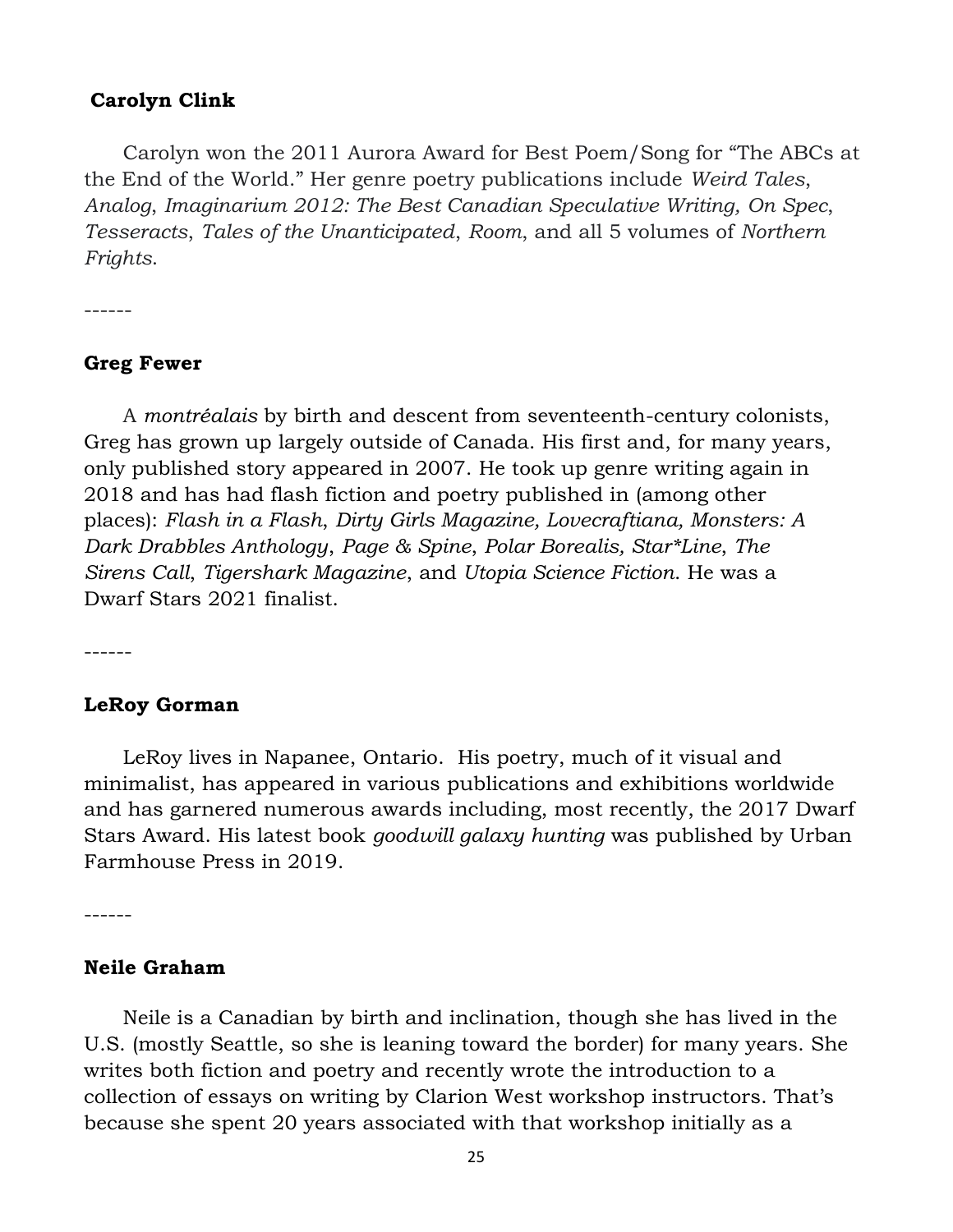**Carolyn Clink**

Carolyn won the 2011 Aurora Award for Best Poem/Song for "The ABCs at the End of the World." Her genre poetry publications include *Weird Tales*, *Analog*, *Imaginarium 2012: The Best Canadian Speculative Writing, On Spec*, *Tesseracts*, *Tales of the Unanticipated*, *Room*, and all 5 volumes of *Northern Frights*.

------

**Greg Fewer**

A *montréalais* by birth and descent from seventeenth-century colonists, Greg has grown up largely outside of Canada. His first and, for many years, only published story appeared in 2007. He took up genre writing again in 2018 and has had flash fiction and poetry published in (among other places): *Flash in a Flash*, *Dirty Girls Magazine, Lovecraftiana, Monsters: A Dark Drabbles Anthology*, *Page & Spine*, *Polar Borealis, Star*Line*, *The Sirens Call*, *Tigershark Magazine*, and *Utopia Science Fiction*. He was a Dwarf Stars 2021 finalist.

------

**LeRoy Gorman**

LeRoy lives in Napanee, Ontario. His poetry, much of it visual and minimalist, has appeared in various publications and exhibitions worldwide and has garnered numerous awards including, most recently, the 2017 Dwarf Stars Award. His latest book *goodwill galaxy hunting* was published by Urban Farmhouse Press in 2019.

------

**Neile Graham**

Neile is a Canadian by birth and inclination, though she has lived in the U.S. (mostly Seattle, so she is leaning toward the border) for many years. She writes both fiction and poetry and recently wrote the introduction to a collection of essays on writing by Clarion West workshop instructors. That's because she spent 20 years associated with that workshop initially as a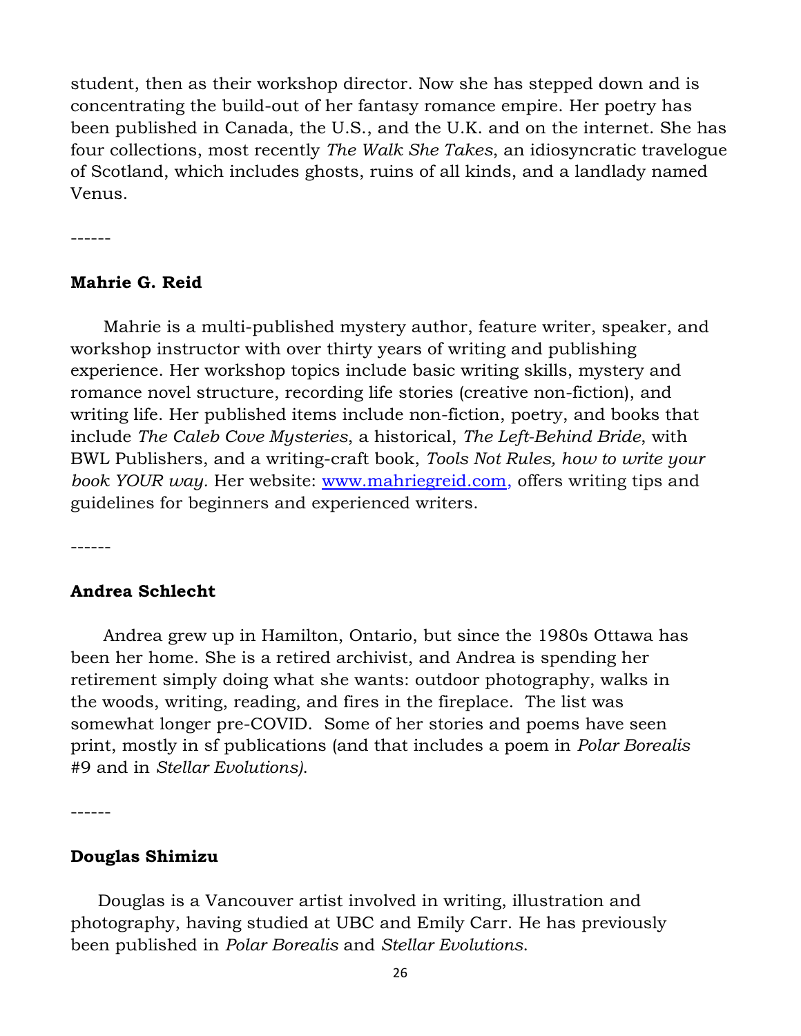student, then as their workshop director. Now she has stepped down and is concentrating the build-out of her fantasy romance empire. Her poetry has been published in Canada, the U.S., and the U.K. and on the internet. She has four collections, most recently *The Walk She Takes*, an idiosyncratic travelogue of Scotland, which includes ghosts, ruins of all kinds, and a landlady named Venus.

------

**Mahrie G. Reid**

Mahrie is a multi-published mystery author, feature writer, speaker, and workshop instructor with over thirty years of writing and publishing experience. Her workshop topics include basic writing skills, mystery and romance novel structure, recording life stories (creative non-fiction), and writing life. Her published items include non-fiction, poetry, and books that include *The Caleb Cove Mysteries*, a historical, *The Left-Behind Bride*, with BWL Publishers, and a writing-craft book, *Tools Not Rules, how to write your book YOUR way.* Her website: www.mahriegreid.com, offers writing tips and guidelines for beginners and experienced writers.

------

**Andrea Schlecht**

Andrea grew up in Hamilton, Ontario, but since the 1980s Ottawa has been her home. She is a retired archivist, and Andrea is spending her retirement simply doing what she wants: outdoor photography, walks in the woods, writing, reading, and fires in the fireplace. The list was somewhat longer pre-COVID. Some of her stories and poems have seen print, mostly in sf publications (and that includes a poem in *Polar Borealis* #9 and in *Stellar Evolutions).*

------

**Douglas Shimizu**

Douglas is a Vancouver artist involved in writing, illustration and photography, having studied at UBC and Emily Carr. He has previously been published in *Polar Borealis* and *Stellar Evolutions*.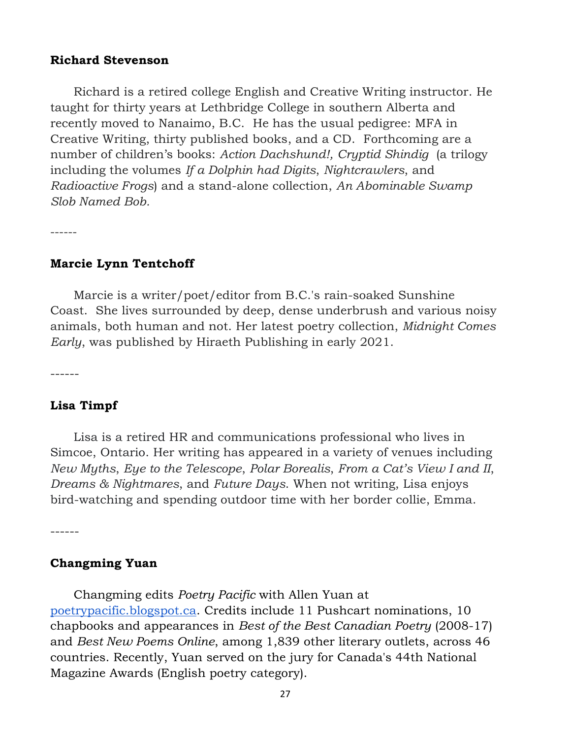**Richard Stevenson**

Richard is a retired college English and Creative Writing instructor. He taught for thirty years at Lethbridge College in southern Alberta and recently moved to Nanaimo, B.C. He has the usual pedigree: MFA in Creative Writing, thirty published books, and a CD. Forthcoming are a number of children's books: *Action Dachshund!, Cryptid Shindig* (a trilogy including the volumes *If a Dolphin had Digits*, *Nightcrawlers*, and *Radioactive Frogs*) and a stand-alone collection, *An Abominable Swamp Slob Named Bob.*

------

**Marcie Lynn Tentchoff**

Marcie is a writer/poet/editor from B.C.'s rain-soaked Sunshine Coast. She lives surrounded by deep, dense underbrush and various noisy animals, both human and not. Her latest poetry collection, *Midnight Comes Early*, was published by Hiraeth Publishing in early 2021.

------

**Lisa Timpf**

Lisa is a retired HR and communications professional who lives in Simcoe, Ontario. Her writing has appeared in a variety of venues including *New Myths*, *Eye to the Telescope*, *Polar Borealis*, *From a Cat's View I and II*, *Dreams & Nightmares*, and *Future Days*. When not writing, Lisa enjoys bird-watching and spending outdoor time with her border collie, Emma.

------

**Changming Yuan**

Changming edits *Poetry Pacific* with Allen Yuan at [poetrypacific.blogspot.ca](poetrypacific.blogspot.ca). Credits include 11 Pushcart nominations, 10 chapbooks and appearances in *Best of the Best Canadian Poetry* (2008-17) and *Best New Poems Online*, among 1,839 other literary outlets, across 46 countries. Recently, Yuan served on the jury for Canada's 44th National Magazine Awards (English poetry category).